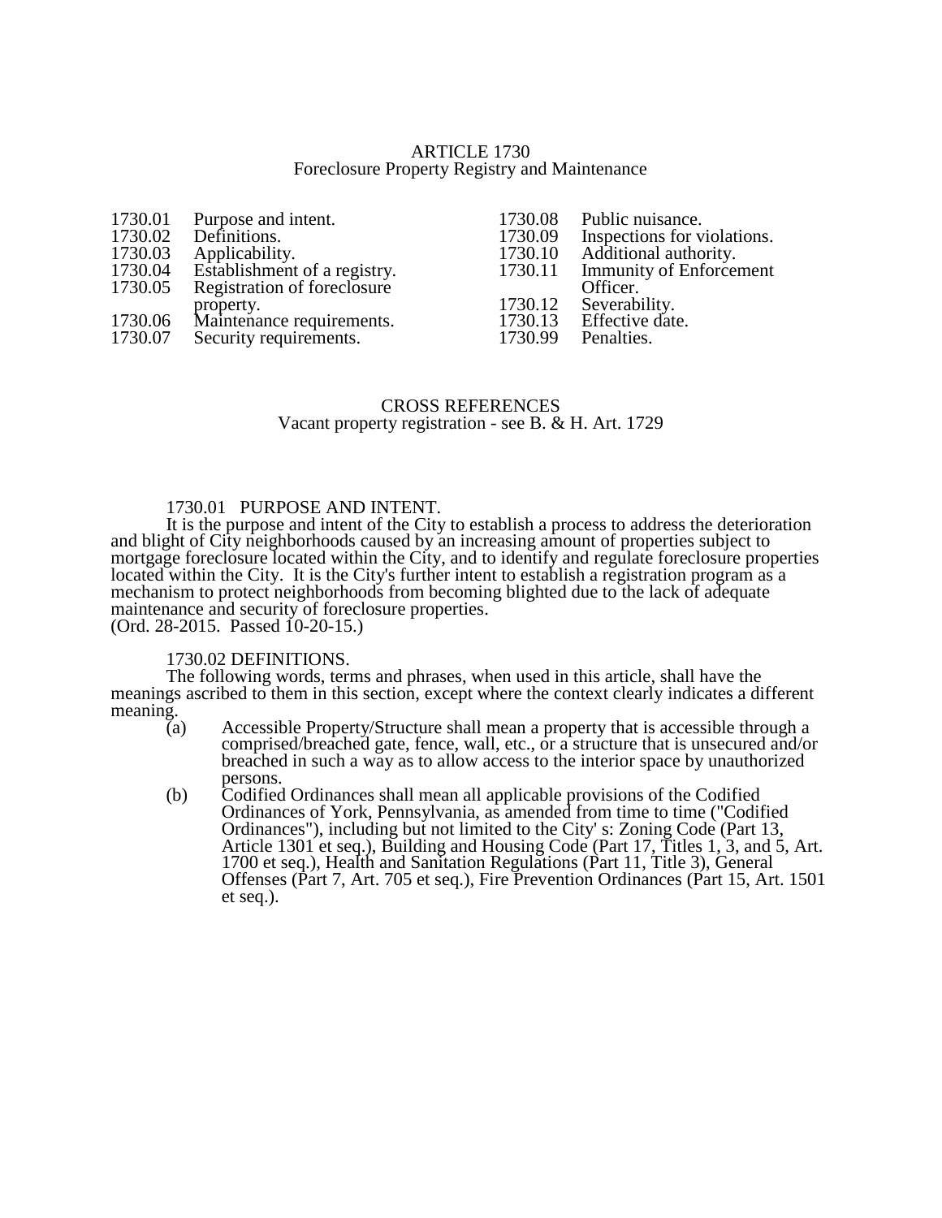# ARTICLE 1730
## Foreclosure Property Registry and Maintenance

| | | | |
|---|---|---|---|
| 1730.01 | Purpose and intent. | 1730.08 | Public nuisance. |
| 1730.02 | Definitions. | 1730.09 | Inspections for violations. |
| 1730.03 | Applicability. | 1730.10 | Additional authority. |
| 1730.04 | Establishment of a registry. | 1730.11 | Immunity of Enforcement Officer. |
| 1730.05 | Registration of foreclosure property. | 1730.12 | Severability. |
| 1730.06 | Maintenance requirements. | 1730.13 | Effective date. |
| 1730.07 | Security requirements. | 1730.99 | Penalties. |

CROSS REFERENCES
Vacant property registration - see B. & H. Art. 1729

### 1730.01 PURPOSE AND INTENT.

It is the purpose and intent of the City to establish a process to address the deterioration and blight of City neighborhoods caused by an increasing amount of properties subject to mortgage foreclosure located within the City, and to identify and regulate foreclosure properties located within the City. It is the City's further intent to establish a registration program as a mechanism to protect neighborhoods from becoming blighted due to the lack of adequate maintenance and security of foreclosure properties.
(Ord. 28-2015. Passed 10-20-15.)

### 1730.02 DEFINITIONS.

The following words, terms and phrases, when used in this article, shall have the meanings ascribed to them in this section, except where the context clearly indicates a different meaning.

(a) Accessible Property/Structure shall mean a property that is accessible through a comprised/breached gate, fence, wall, etc., or a structure that is unsecured and/or breached in such a way as to allow access to the interior space by unauthorized persons.

(b) Codified Ordinances shall mean all applicable provisions of the Codified Ordinances of York, Pennsylvania, as amended from time to time ("Codified Ordinances"), including but not limited to the City' s: Zoning Code (Part 13, Article 1301 et seq.), Building and Housing Code (Part 17, Titles 1, 3, and 5, Art. 1700 et seq.), Health and Sanitation Regulations (Part 11, Title 3), General Offenses (Part 7, Art. 705 et seq.), Fire Prevention Ordinances (Part 15, Art. 1501 et seq.).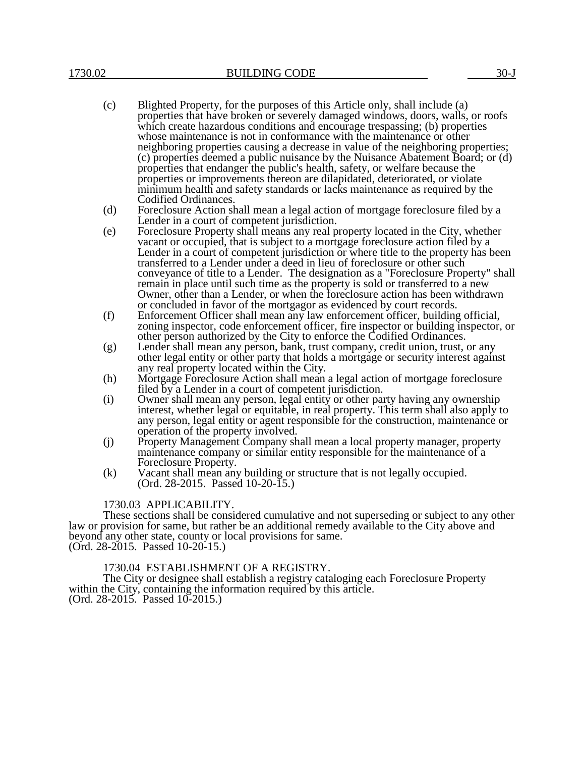(c) Blighted Property, for the purposes of this Article only, shall include (a) properties that have broken or severely damaged windows, doors, walls, or roofs which create hazardous conditions and encourage trespassing; (b) properties whose maintenance is not in conformance with the maintenance or other neighboring properties causing a decrease in value of the neighboring properties; (c) properties deemed a public nuisance by the Nuisance Abatement Board; or (d) properties that endanger the public's health, safety, or welfare because the properties or improvements thereon are dilapidated, deteriorated, or violate minimum health and safety standards or lacks maintenance as required by the Codified Ordinances.

(d) Foreclosure Action shall mean a legal action of mortgage foreclosure filed by a Lender in a court of competent jurisdiction.

(e) Foreclosure Property shall means any real property located in the City, whether vacant or occupied, that is subject to a mortgage foreclosure action filed by a Lender in a court of competent jurisdiction or where title to the property has been transferred to a Lender under a deed in lieu of foreclosure or other such conveyance of title to a Lender. The designation as a "Foreclosure Property" shall remain in place until such time as the property is sold or transferred to a new Owner, other than a Lender, or when the foreclosure action has been withdrawn or concluded in favor of the mortgagor as evidenced by court records.

(f) Enforcement Officer shall mean any law enforcement officer, building official, zoning inspector, code enforcement officer, fire inspector or building inspector, or other person authorized by the City to enforce the Codified Ordinances.

(g) Lender shall mean any person, bank, trust company, credit union, trust, or any other legal entity or other party that holds a mortgage or security interest against any real property located within the City.

(h) Mortgage Foreclosure Action shall mean a legal action of mortgage foreclosure filed by a Lender in a court of competent jurisdiction.

(i) Owner shall mean any person, legal entity or other party having any ownership interest, whether legal or equitable, in real property. This term shall also apply to any person, legal entity or agent responsible for the construction, maintenance or operation of the property involved.

(j) Property Management Company shall mean a local property manager, property maintenance company or similar entity responsible for the maintenance of a Foreclosure Property.

(k) Vacant shall mean any building or structure that is not legally occupied. (Ord. 28-2015. Passed 10-20-15.)

1730.03 APPLICABILITY.

These sections shall be considered cumulative and not superseding or subject to any other law or provision for same, but rather be an additional remedy available to the City above and beyond any other state, county or local provisions for same.
(Ord. 28-2015. Passed 10-20-15.)

1730.04 ESTABLISHMENT OF A REGISTRY.

The City or designee shall establish a registry cataloging each Foreclosure Property within the City, containing the information required by this article.
(Ord. 28-2015. Passed 10-2015.)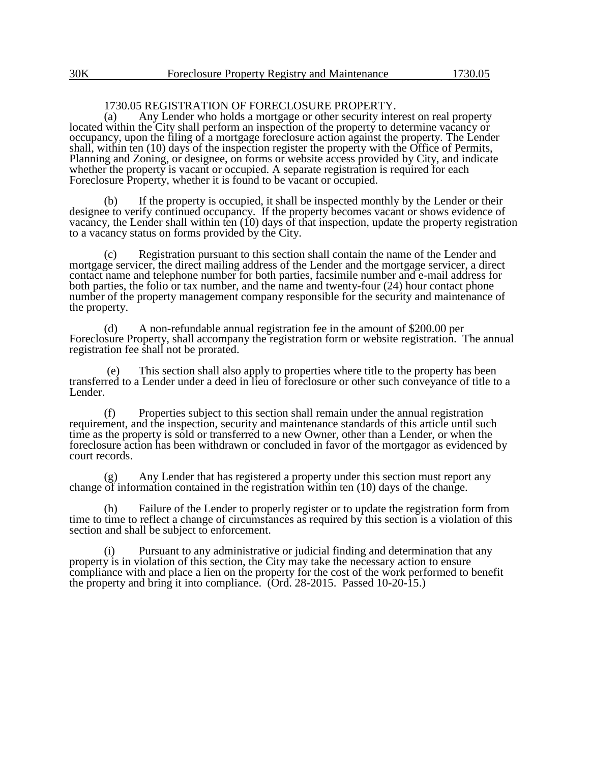### 1730.05 REGISTRATION OF FORECLOSURE PROPERTY.

(a) Any Lender who holds a mortgage or other security interest on real property located within the City shall perform an inspection of the property to determine vacancy or occupancy, upon the filing of a mortgage foreclosure action against the property. The Lender shall, within ten (10) days of the inspection register the property with the Office of Permits, Planning and Zoning, or designee, on forms or website access provided by City, and indicate whether the property is vacant or occupied. A separate registration is required for each Foreclosure Property, whether it is found to be vacant or occupied.

(b) If the property is occupied, it shall be inspected monthly by the Lender or their designee to verify continued occupancy. If the property becomes vacant or shows evidence of vacancy, the Lender shall within ten (10) days of that inspection, update the property registration to a vacancy status on forms provided by the City.

(c) Registration pursuant to this section shall contain the name of the Lender and mortgage servicer, the direct mailing address of the Lender and the mortgage servicer, a direct contact name and telephone number for both parties, facsimile number and e-mail address for both parties, the folio or tax number, and the name and twenty-four (24) hour contact phone number of the property management company responsible for the security and maintenance of the property.

(d) A non-refundable annual registration fee in the amount of $200.00 per Foreclosure Property, shall accompany the registration form or website registration. The annual registration fee shall not be prorated.

(e) This section shall also apply to properties where title to the property has been transferred to a Lender under a deed in lieu of foreclosure or other such conveyance of title to a Lender.

(f) Properties subject to this section shall remain under the annual registration requirement, and the inspection, security and maintenance standards of this article until such time as the property is sold or transferred to a new Owner, other than a Lender, or when the foreclosure action has been withdrawn or concluded in favor of the mortgagor as evidenced by court records.

(g) Any Lender that has registered a property under this section must report any change of information contained in the registration within ten (10) days of the change.

(h) Failure of the Lender to properly register or to update the registration form from time to time to reflect a change of circumstances as required by this section is a violation of this section and shall be subject to enforcement.

(i) Pursuant to any administrative or judicial finding and determination that any property is in violation of this section, the City may take the necessary action to ensure compliance with and place a lien on the property for the cost of the work performed to benefit the property and bring it into compliance. (Ord. 28-2015. Passed 10-20-15.)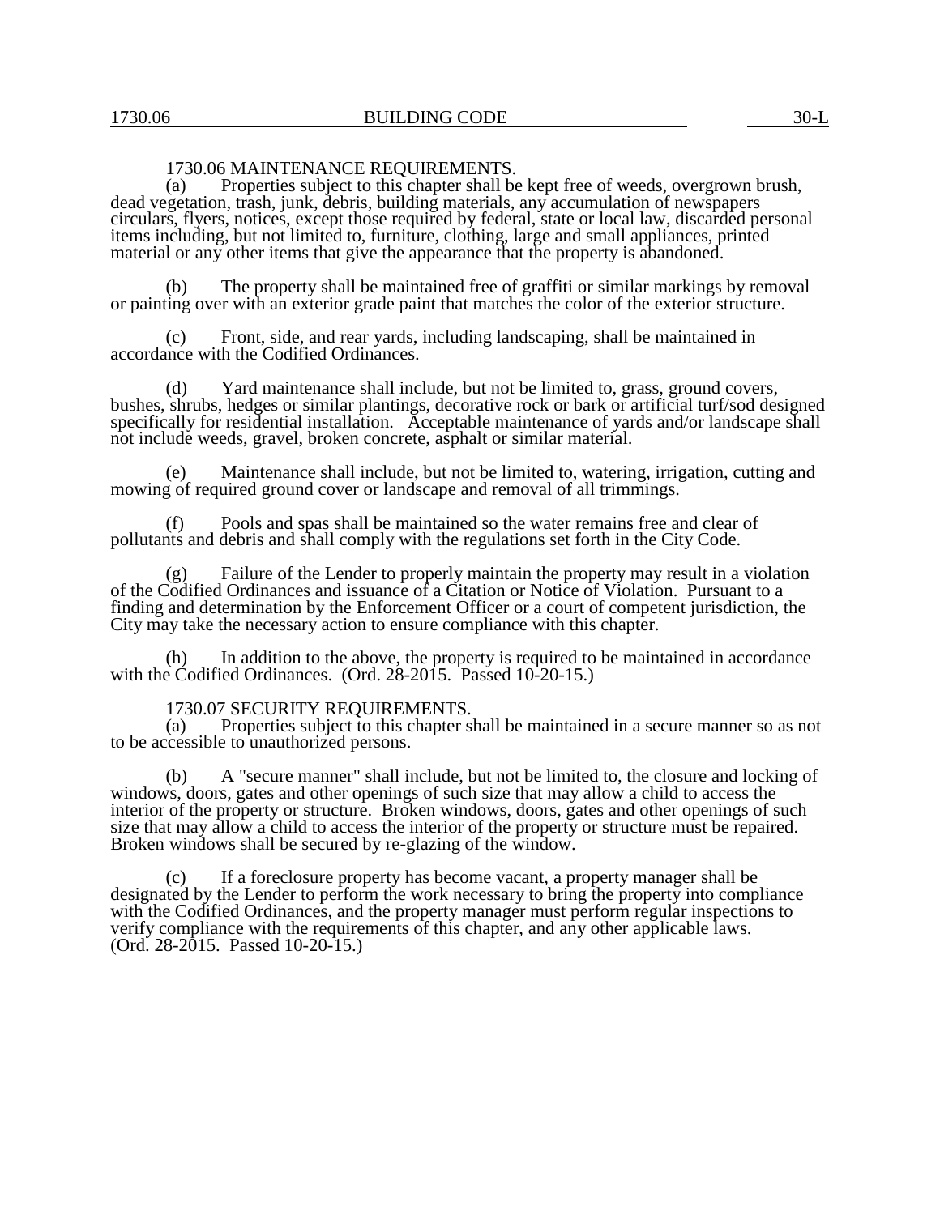## 1730.06 MAINTENANCE REQUIREMENTS.

(a) Properties subject to this chapter shall be kept free of weeds, overgrown brush, dead vegetation, trash, junk, debris, building materials, any accumulation of newspapers circulars, flyers, notices, except those required by federal, state or local law, discarded personal items including, but not limited to, furniture, clothing, large and small appliances, printed material or any other items that give the appearance that the property is abandoned.

(b) The property shall be maintained free of graffiti or similar markings by removal or painting over with an exterior grade paint that matches the color of the exterior structure.

(c) Front, side, and rear yards, including landscaping, shall be maintained in accordance with the Codified Ordinances.

(d) Yard maintenance shall include, but not be limited to, grass, ground covers, bushes, shrubs, hedges or similar plantings, decorative rock or bark or artificial turf/sod designed specifically for residential installation. Acceptable maintenance of yards and/or landscape shall not include weeds, gravel, broken concrete, asphalt or similar material.

(e) Maintenance shall include, but not be limited to, watering, irrigation, cutting and mowing of required ground cover or landscape and removal of all trimmings.

(f) Pools and spas shall be maintained so the water remains free and clear of pollutants and debris and shall comply with the regulations set forth in the City Code.

(g) Failure of the Lender to properly maintain the property may result in a violation of the Codified Ordinances and issuance of a Citation or Notice of Violation. Pursuant to a finding and determination by the Enforcement Officer or a court of competent jurisdiction, the City may take the necessary action to ensure compliance with this chapter.

(h) In addition to the above, the property is required to be maintained in accordance with the Codified Ordinances. (Ord. 28-2015. Passed 10-20-15.)

## 1730.07 SECURITY REQUIREMENTS.

(a) Properties subject to this chapter shall be maintained in a secure manner so as not to be accessible to unauthorized persons.

(b) A "secure manner" shall include, but not be limited to, the closure and locking of windows, doors, gates and other openings of such size that may allow a child to access the interior of the property or structure. Broken windows, doors, gates and other openings of such size that may allow a child to access the interior of the property or structure must be repaired. Broken windows shall be secured by re-glazing of the window.

(c) If a foreclosure property has become vacant, a property manager shall be designated by the Lender to perform the work necessary to bring the property into compliance with the Codified Ordinances, and the property manager must perform regular inspections to verify compliance with the requirements of this chapter, and any other applicable laws. (Ord. 28-2015. Passed 10-20-15.)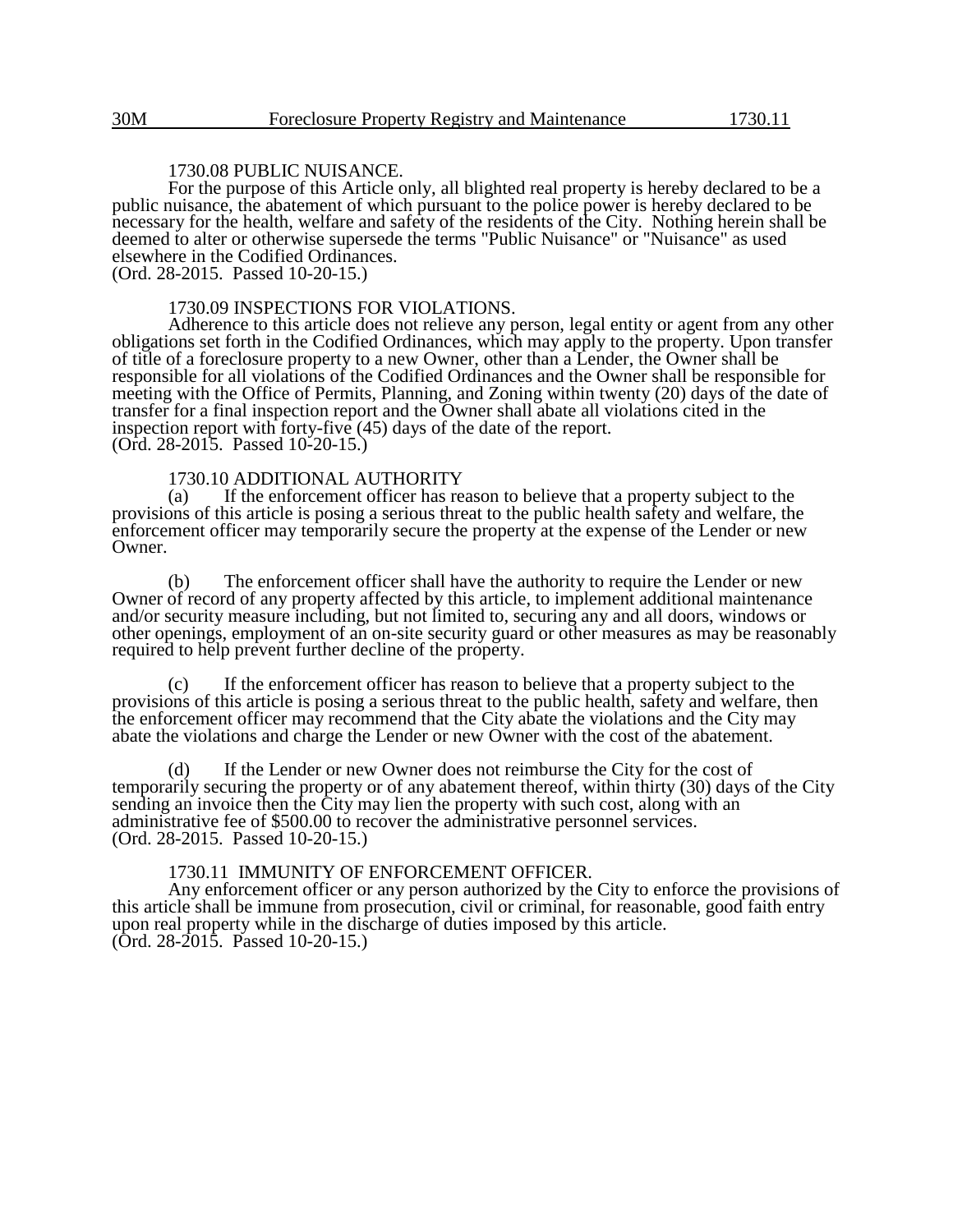### 1730.08 PUBLIC NUISANCE.

For the purpose of this Article only, all blighted real property is hereby declared to be a public nuisance, the abatement of which pursuant to the police power is hereby declared to be necessary for the health, welfare and safety of the residents of the City. Nothing herein shall be deemed to alter or otherwise supersede the terms "Public Nuisance" or "Nuisance" as used elsewhere in the Codified Ordinances.
(Ord. 28-2015. Passed 10-20-15.)

### 1730.09 INSPECTIONS FOR VIOLATIONS.

Adherence to this article does not relieve any person, legal entity or agent from any other obligations set forth in the Codified Ordinances, which may apply to the property. Upon transfer of title of a foreclosure property to a new Owner, other than a Lender, the Owner shall be responsible for all violations of the Codified Ordinances and the Owner shall be responsible for meeting with the Office of Permits, Planning, and Zoning within twenty (20) days of the date of transfer for a final inspection report and the Owner shall abate all violations cited in the inspection report with forty-five (45) days of the date of the report.
(Ord. 28-2015. Passed 10-20-15.)

### 1730.10 ADDITIONAL AUTHORITY

(a) If the enforcement officer has reason to believe that a property subject to the provisions of this article is posing a serious threat to the public health safety and welfare, the enforcement officer may temporarily secure the property at the expense of the Lender or new Owner.

(b) The enforcement officer shall have the authority to require the Lender or new Owner of record of any property affected by this article, to implement additional maintenance and/or security measure including, but not limited to, securing any and all doors, windows or other openings, employment of an on-site security guard or other measures as may be reasonably required to help prevent further decline of the property.

(c) If the enforcement officer has reason to believe that a property subject to the provisions of this article is posing a serious threat to the public health, safety and welfare, then the enforcement officer may recommend that the City abate the violations and the City may abate the violations and charge the Lender or new Owner with the cost of the abatement.

(d) If the Lender or new Owner does not reimburse the City for the cost of temporarily securing the property or of any abatement thereof, within thirty (30) days of the City sending an invoice then the City may lien the property with such cost, along with an administrative fee of $500.00 to recover the administrative personnel services.
(Ord. 28-2015. Passed 10-20-15.)

### 1730.11 IMMUNITY OF ENFORCEMENT OFFICER.

Any enforcement officer or any person authorized by the City to enforce the provisions of this article shall be immune from prosecution, civil or criminal, for reasonable, good faith entry upon real property while in the discharge of duties imposed by this article.
(Ord. 28-2015. Passed 10-20-15.)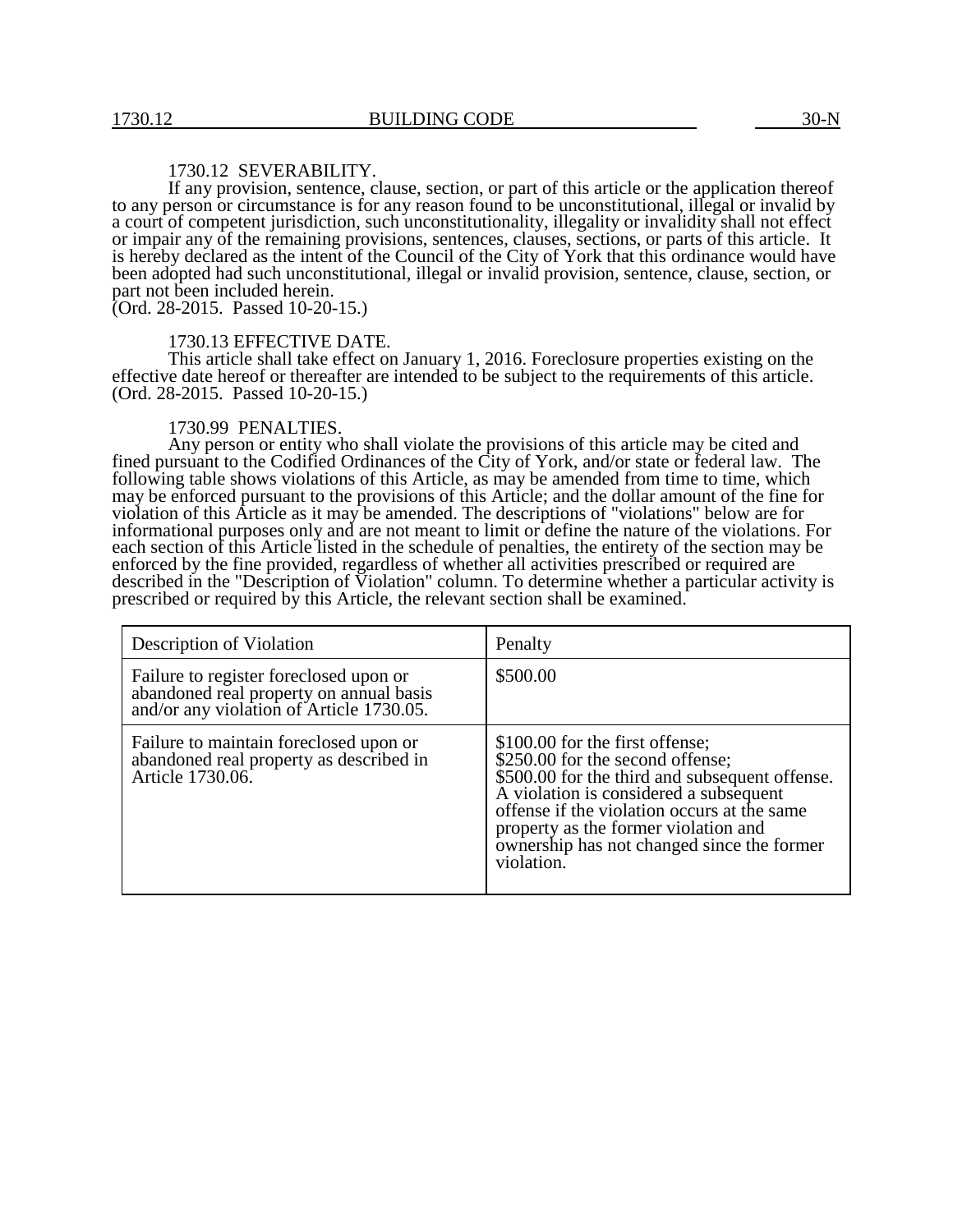### 1730.12 SEVERABILITY.

If any provision, sentence, clause, section, or part of this article or the application thereof to any person or circumstance is for any reason found to be unconstitutional, illegal or invalid by a court of competent jurisdiction, such unconstitutionality, illegality or invalidity shall not effect or impair any of the remaining provisions, sentences, clauses, sections, or parts of this article. It is hereby declared as the intent of the Council of the City of York that this ordinance would have been adopted had such unconstitutional, illegal or invalid provision, sentence, clause, section, or part not been included herein.
(Ord. 28-2015. Passed 10-20-15.)

### 1730.13 EFFECTIVE DATE.

This article shall take effect on January 1, 2016. Foreclosure properties existing on the effective date hereof or thereafter are intended to be subject to the requirements of this article.
(Ord. 28-2015. Passed 10-20-15.)

### 1730.99 PENALTIES.

Any person or entity who shall violate the provisions of this article may be cited and fined pursuant to the Codified Ordinances of the City of York, and/or state or federal law. The following table shows violations of this Article, as may be amended from time to time, which may be enforced pursuant to the provisions of this Article; and the dollar amount of the fine for violation of this Article as it may be amended. The descriptions of "violations" below are for informational purposes only and are not meant to limit or define the nature of the violations. For each section of this Article listed in the schedule of penalties, the entirety of the section may be enforced by the fine provided, regardless of whether all activities prescribed or required are described in the "Description of Violation" column. To determine whether a particular activity is prescribed or required by this Article, the relevant section shall be examined.

| Description of Violation | Penalty |
|---|---|
| Failure to register foreclosed upon or abandoned real property on annual basis and/or any violation of Article 1730.05. | $500.00 |
| Failure to maintain foreclosed upon or abandoned real property as described in Article 1730.06. | $100.00 for the first offense; $250.00 for the second offense; $500.00 for the third and subsequent offense. A violation is considered a subsequent offense if the violation occurs at the same property as the former violation and ownership has not changed since the former violation. |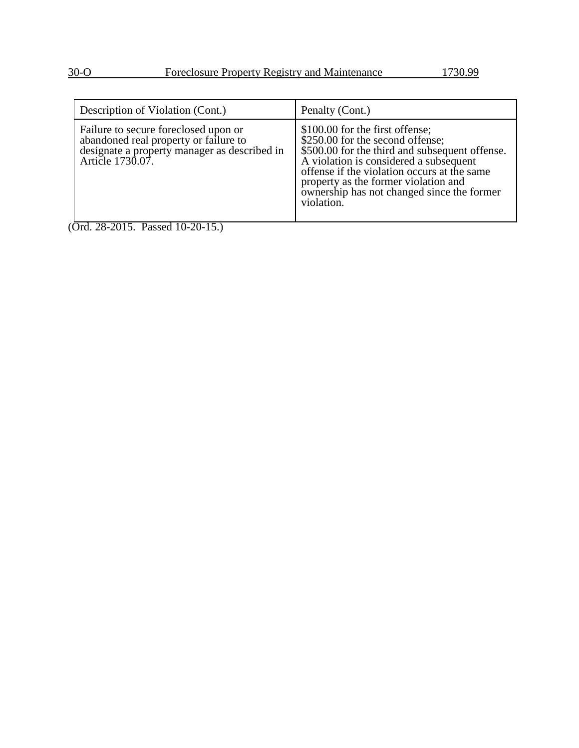| Description of Violation (Cont.) | Penalty (Cont.) |
|---|---|
| Failure to secure foreclosed upon or abandoned real property or failure to designate a property manager as described in Article 1730.07. | $100.00 for the first offense; $250.00 for the second offense; $500.00 for the third and subsequent offense. A violation is considered a subsequent offense if the violation occurs at the same property as the former violation and ownership has not changed since the former violation. |

(Ord. 28-2015. Passed 10-20-15.)